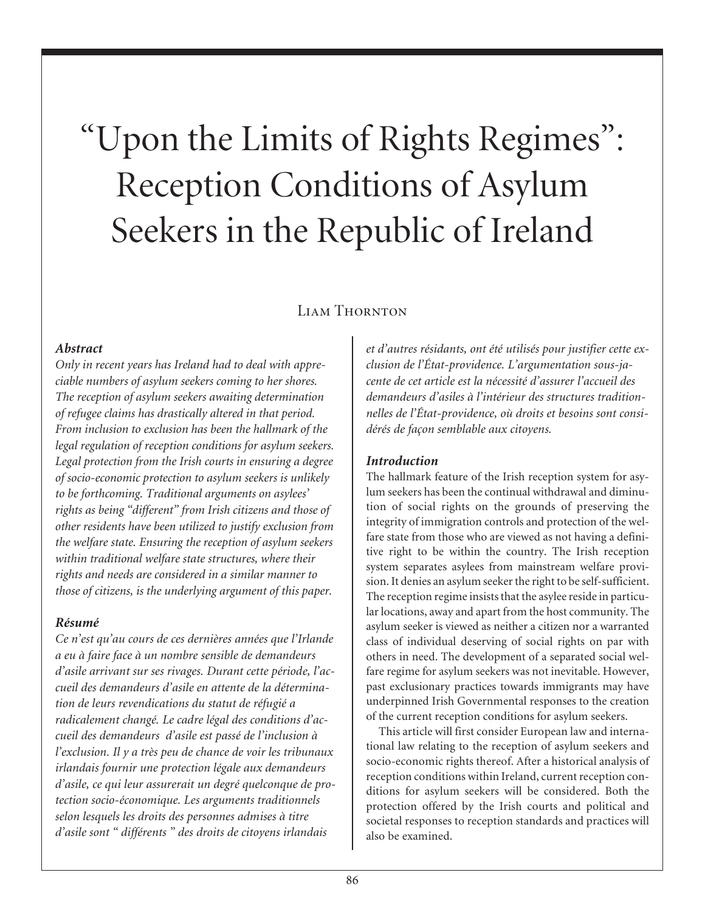# "Upon the Limits of Rights Regimes": Reception Conditions of Asylum Seekers in the Republic of Ireland

Liam Thornton

### Abstract

*Only in recent years has Ireland had to deal with appreciable numbers of asylum seekers coming to her shores. The reception of asylum seekers awaiting determination of refugee claims has drastically altered in that period. From inclusion to exclusion has been the hallmark of the legal regulation of reception conditions for asylum seekers. Legal protection from the Irish courts in ensuring a degree of socio-economic protection to asylum seekers is unlikely to be forthcoming. Traditional arguments on asylees' rights as being "different" from Irish citizens and those of other residents have been utilized to justify exclusion from the welfare state. Ensuring the reception of asylum seekers within traditional welfare state structures, where their rights and needs are considered in a similar manner to those of citizens, is the underlying argument of this paper.*

### Résumé

*Ce n'est qu'au cours de ces dernières années que l'Irlande a eu à faire face à un nombre sensible de demandeurs d'asile arrivant sur ses rivages. Durant cette période, l'accueil des demandeurs d'asile en attente de la détermination de leurs revendications du statut de réfugié a radicalement changé. Le cadre légal des conditions d'accueil des demandeurs d'asile est passé de l'inclusion à l'exclusion. Il y a très peu de chance de voir les tribunaux irlandais fournir une protection légale aux demandeurs d'asile, ce qui leur assurerait un degré quelconque de protection socio-économique. Les arguments traditionnels selon lesquels les droits des personnes admises à titre d'asile sont " différents " des droits de citoyens irlandais et d'autres résidants, ont été utilisés pour justifier cette exclusion de l'État-providence. L'argumentation sous-jacente de cet article est la nécessité d'assurer l'accueil des demandeurs d'asiles à l'intérieur des structures traditionnelles de l'État-providence, où droits et besoins sont considérés de façon semblable aux citoyens.*

### Introduction

The hallmark feature of the Irish reception system for asylum seekers has been the continual withdrawal and diminution of social rights on the grounds of preserving the integrity of immigration controls and protection of the welfare state from those who are viewed as not having a definitive right to be within the country. The Irish reception system separates asylees from mainstream welfare provision. It denies an asylum seeker the right to be self-sufficient. The reception regime insists that the asylee reside in particular locations, away and apart from the host community. The asylum seeker is viewed as neither a citizen nor a warranted class of individual deserving of social rights on par with others in need. The development of a separated social welfare regime for asylum seekers was not inevitable. However, past exclusionary practices towards immigrants may have underpinned Irish Governmental responses to the creation of the current reception conditions for asylum seekers.

This article will first consider European law and international law relating to the reception of asylum seekers and socio-economic rights thereof. After a historical analysis of reception conditions within Ireland, current reception conditions for asylum seekers will be considered. Both the protection offered by the Irish courts and political and societal responses to reception standards and practices will also be examined.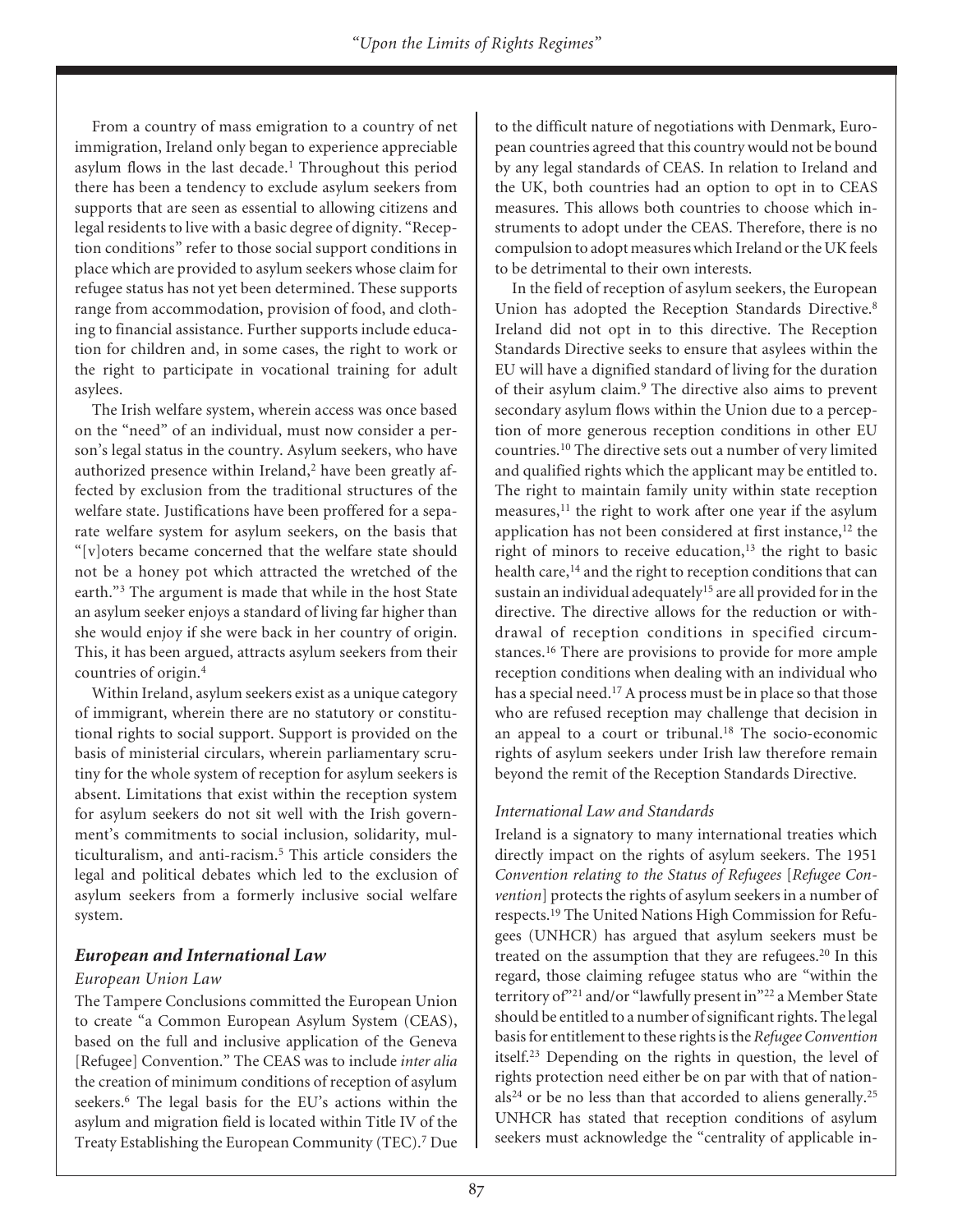From a country of mass emigration to a country of net immigration, Ireland only began to experience appreciable asylum flows in the last decade.[1] Throughout this period there has been a tendency to exclude asylum seekers from supports that are seen as essential to allowing citizens and legal residents to live with a basic degree of dignity. "Reception conditions" refer to those social support conditions in place which are provided to asylum seekers whose claim for refugee status has not yet been determined. These supports range from accommodation, provision of food, and clothing to financial assistance. Further supports include education for children and, in some cases, the right to work or the right to participate in vocational training for adult asylees.

The Irish welfare system, wherein access was once based on the "need" of an individual, must now consider a person's legal status in the country. Asylum seekers, who have authorized presence within Ireland,[2] have been greatly affected by exclusion from the traditional structures of the welfare state. Justifications have been proffered for a separate welfare system for asylum seekers, on the basis that "[v]oters became concerned that the welfare state should not be a honey pot which attracted the wretched of the earth."[3] The argument is made that while in the host State an asylum seeker enjoys a standard of living far higher than she would enjoy if she were back in her country of origin. This, it has been argued, attracts asylum seekers from their countries of origin.[4]

Within Ireland, asylum seekers exist as a unique category of immigrant, wherein there are no statutory or constitutional rights to social support. Support is provided on the basis of ministerial circulars, wherein parliamentary scrutiny for the whole system of reception for asylum seekers is absent. Limitations that exist within the reception system for asylum seekers do not sit well with the Irish government's commitments to social inclusion, solidarity, multiculturalism, and anti-racism.[5] This article considers the legal and political debates which led to the exclusion of asylum seekers from a formerly inclusive social welfare system.

## *European and International Law*

### *European Union Law*

The Tampere Conclusions committed the European Union to create "a Common European Asylum System (CEAS), based on the full and inclusive application of the Geneva [Refugee] Convention." The CEAS was to include *inter alia* the creation of minimum conditions of reception of asylum seekers.[6] The legal basis for the EU's actions within the asylum and migration field is located within Title IV of the Treaty Establishing the European Community (TEC).[7] Due to the difficult nature of negotiations with Denmark, European countries agreed that this country would not be bound by any legal standards of CEAS. In relation to Ireland and the UK, both countries had an option to opt in to CEAS measures. This allows both countries to choose which instruments to adopt under the CEAS. Therefore, there is no compulsion to adopt measures which Ireland or the UK feels to be detrimental to their own interests.

In the field of reception of asylum seekers, the European Union has adopted the Reception Standards Directive.[8] Ireland did not opt in to this directive. The Reception Standards Directive seeks to ensure that asylees within the EU will have a dignified standard of living for the duration of their asylum claim.[9] The directive also aims to prevent secondary asylum flows within the Union due to a perception of more generous reception conditions in other EU countries.[10] The directive sets out a number of very limited and qualified rights which the applicant may be entitled to. The right to maintain family unity within state reception measures,[11] the right to work after one year if the asylum application has not been considered at first instance,[12] the right of minors to receive education,[13] the right to basic health care,[14] and the right to reception conditions that can sustain an individual adequately[15] are all provided for in the directive. The directive allows for the reduction or withdrawal of reception conditions in specified circumstances.[16] There are provisions to provide for more ample reception conditions when dealing with an individual who has a special need.[17] A process must be in place so that those who are refused reception may challenge that decision in an appeal to a court or tribunal.[18] The socio-economic rights of asylum seekers under Irish law therefore remain beyond the remit of the Reception Standards Directive.

### *International Law and Standards*

Ireland is a signatory to many international treaties which directly impact on the rights of asylum seekers. The 1951 *Convention relating to the Status of Refugees* [*Refugee Convention*] protects the rights of asylum seekers in a number of respects.[19] The United Nations High Commission for Refugees (UNHCR) has argued that asylum seekers must be treated on the assumption that they are refugees.[20] In this regard, those claiming refugee status who are "within the territory of"[21] and/or "lawfully present in"[22] a Member State should be entitled to a number of significant rights. The legal basis for entitlement to these rights is the *Refugee Convention* itself.[23] Depending on the rights in question, the level of rights protection need either be on par with that of nationals[24] or be no less than that accorded to aliens generally.[25] UNHCR has stated that reception conditions of asylum seekers must acknowledge the "centrality of applicable in-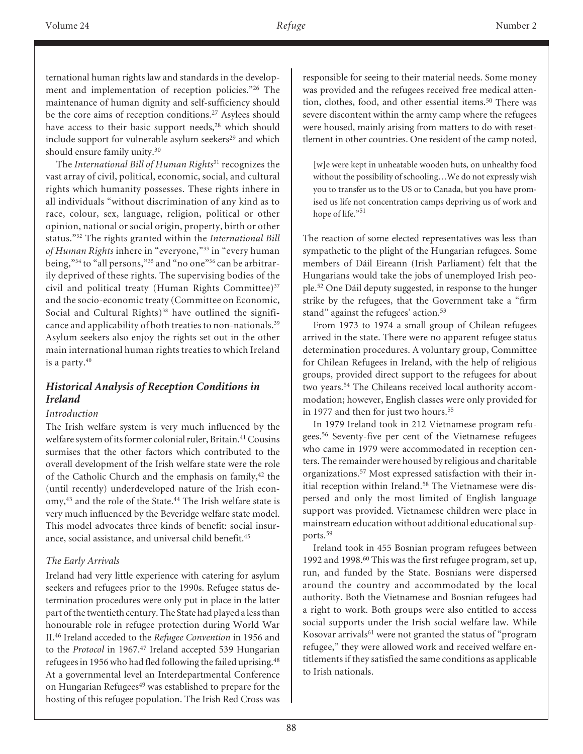ternational human rights law and standards in the development and implementation of reception policies."[26] The maintenance of human dignity and self-sufficiency should be the core aims of reception conditions.[27] Asylees should have access to their basic support needs,[28] which should include support for vulnerable asylum seekers[29] and which should ensure family unity.[30]

The *International Bill of Human Rights*[31] recognizes the vast array of civil, political, economic, social, and cultural rights which humanity possesses. These rights inhere in all individuals "without discrimination of any kind as to race, colour, sex, language, religion, political or other opinion, national or social origin, property, birth or other status."[32] The rights granted within the *International Bill of Human Rights* inhere in "everyone,"[33] in "every human being,"[34] to "all persons,"[35] and "no one"[36] can be arbitrarily deprived of these rights. The supervising bodies of the civil and political treaty (Human Rights Committee)[37] and the socio-economic treaty (Committee on Economic, Social and Cultural Rights)[38] have outlined the significance and applicability of both treaties to non-nationals.[39] Asylum seekers also enjoy the rights set out in the other main international human rights treaties to which Ireland is a party.[40]

### *Historical Analysis of Reception Conditions in Ireland*

#### *Introduction*

The Irish welfare system is very much influenced by the welfare system of its former colonial ruler, Britain.[41] Cousins surmises that the other factors which contributed to the overall development of the Irish welfare state were the role of the Catholic Church and the emphasis on family,[42] the (until recently) underdeveloped nature of the Irish economy,[43] and the role of the State.[44] The Irish welfare state is very much influenced by the Beveridge welfare state model. This model advocates three kinds of benefit: social insurance, social assistance, and universal child benefit.[45]

#### *The Early Arrivals*

Ireland had very little experience with catering for asylum seekers and refugees prior to the 1990s. Refugee status determination procedures were only put in place in the latter part of the twentieth century. The State had played a less than honourable role in refugee protection during World War II.[46] Ireland acceded to the *Refugee Convention* in 1956 and to the *Protocol* in 1967.[47] Ireland accepted 539 Hungarian refugees in 1956 who had fled following the failed uprising.[48] At a governmental level an Interdepartmental Conference on Hungarian Refugees[49] was established to prepare for the hosting of this refugee population. The Irish Red Cross was responsible for seeing to their material needs. Some money was provided and the refugees received free medical attention, clothes, food, and other essential items.[50] There was severe discontent within the army camp where the refugees were housed, mainly arising from matters to do with resettlement in other countries. One resident of the camp noted,

> [w]e were kept in unheatable wooden huts, on unhealthy food without the possibility of schooling…We do not expressly wish you to transfer us to the US or to Canada, but you have promised us life not concentration camps depriving us of work and hope of life."[51]

The reaction of some elected representatives was less than sympathetic to the plight of the Hungarian refugees. Some members of Dáil Eireann (Irish Parliament) felt that the Hungarians would take the jobs of unemployed Irish people.[52] One Dáil deputy suggested, in response to the hunger strike by the refugees, that the Government take a "firm stand" against the refugees' action.[53]

From 1973 to 1974 a small group of Chilean refugees arrived in the state. There were no apparent refugee status determination procedures. A voluntary group, Committee for Chilean Refugees in Ireland, with the help of religious groups, provided direct support to the refugees for about two years.[54] The Chileans received local authority accommodation; however, English classes were only provided for in 1977 and then for just two hours.[55]

In 1979 Ireland took in 212 Vietnamese program refugees.[56] Seventy-five per cent of the Vietnamese refugees who came in 1979 were accommodated in reception centers. The remainder were housed by religious and charitable organizations.[57] Most expressed satisfaction with their initial reception within Ireland.[58] The Vietnamese were dispersed and only the most limited of English language support was provided. Vietnamese children were place in mainstream education without additional educational supports.[59]

Ireland took in 455 Bosnian program refugees between 1992 and 1998.[60] This was the first refugee program, set up, run, and funded by the State. Bosnians were dispersed around the country and accommodated by the local authority. Both the Vietnamese and Bosnian refugees had a right to work. Both groups were also entitled to access social supports under the Irish social welfare law. While Kosovar arrivals[61] were not granted the status of "program refugee," they were allowed work and received welfare entitlements if they satisfied the same conditions as applicable to Irish nationals.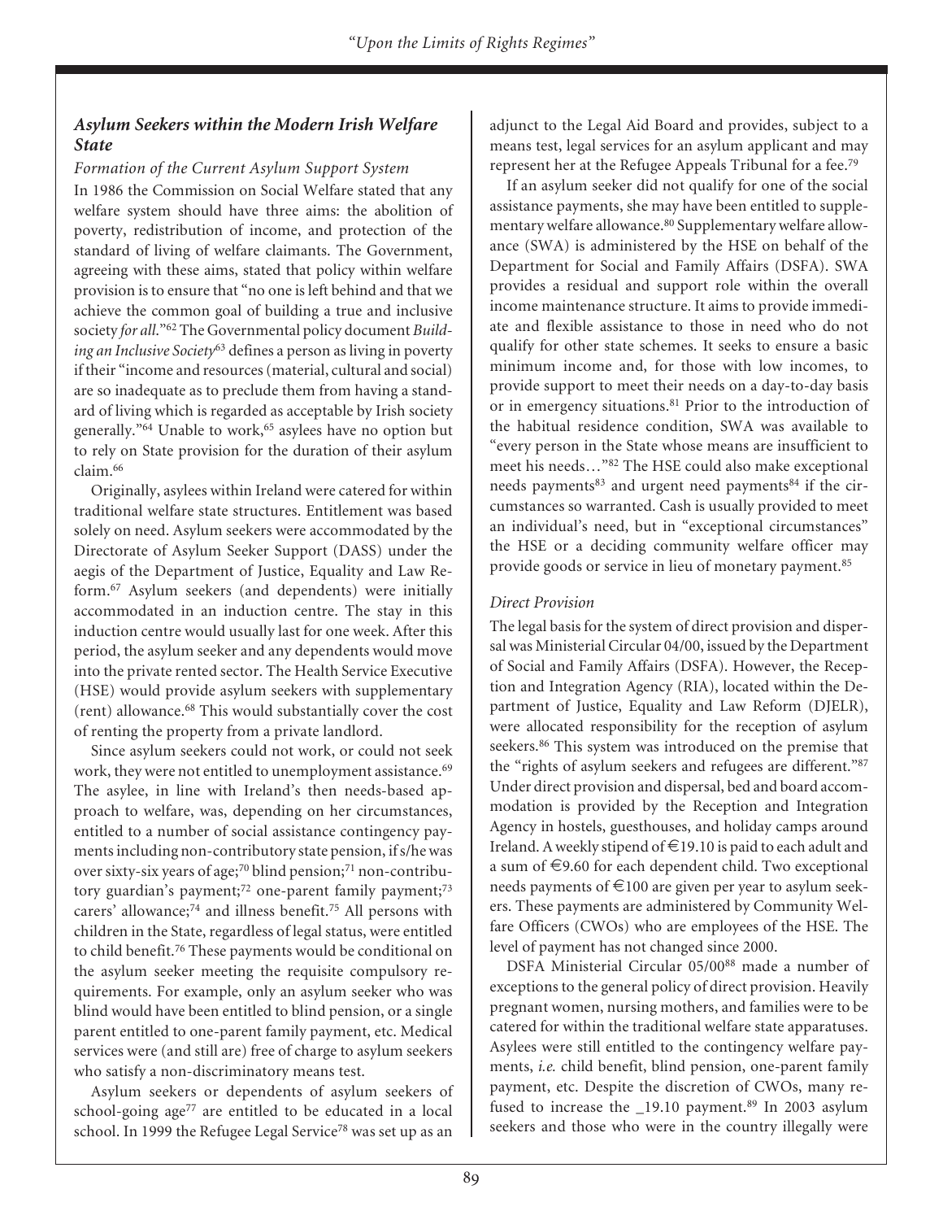### *Asylum Seekers within the Modern Irish Welfare State*

*Formation of the Current Asylum Support System*

In 1986 the Commission on Social Welfare stated that any welfare system should have three aims: the abolition of poverty, redistribution of income, and protection of the standard of living of welfare claimants. The Government, agreeing with these aims, stated that policy within welfare provision is to ensure that "no one is left behind and that we achieve the common goal of building a true and inclusive society *for all*."[62] The Governmental policy document *Building an Inclusive Society*[63] defines a person as living in poverty if their "income and resources (material, cultural and social) are so inadequate as to preclude them from having a standard of living which is regarded as acceptable by Irish society generally."[64] Unable to work,[65] asylees have no option but to rely on State provision for the duration of their asylum claim.[66]

Originally, asylees within Ireland were catered for within traditional welfare state structures. Entitlement was based solely on need. Asylum seekers were accommodated by the Directorate of Asylum Seeker Support (DASS) under the aegis of the Department of Justice, Equality and Law Reform.[67] Asylum seekers (and dependents) were initially accommodated in an induction centre. The stay in this induction centre would usually last for one week. After this period, the asylum seeker and any dependents would move into the private rented sector. The Health Service Executive (HSE) would provide asylum seekers with supplementary (rent) allowance.[68] This would substantially cover the cost of renting the property from a private landlord.

Since asylum seekers could not work, or could not seek work, they were not entitled to unemployment assistance.[69] The asylee, in line with Ireland's then needs-based approach to welfare, was, depending on her circumstances, entitled to a number of social assistance contingency payments including non-contributory state pension, if s/he was over sixty-six years of age;[70] blind pension;[71] non-contributory guardian's payment;[72] one-parent family payment;[73] carers' allowance;[74] and illness benefit.[75] All persons with children in the State, regardless of legal status, were entitled to child benefit.[76] These payments would be conditional on the asylum seeker meeting the requisite compulsory requirements. For example, only an asylum seeker who was blind would have been entitled to blind pension, or a single parent entitled to one-parent family payment, etc. Medical services were (and still are) free of charge to asylum seekers who satisfy a non-discriminatory means test.

Asylum seekers or dependents of asylum seekers of school-going age[77] are entitled to be educated in a local school. In 1999 the Refugee Legal Service[78] was set up as an adjunct to the Legal Aid Board and provides, subject to a means test, legal services for an asylum applicant and may represent her at the Refugee Appeals Tribunal for a fee.[79]

If an asylum seeker did not qualify for one of the social assistance payments, she may have been entitled to supplementary welfare allowance.[80] Supplementary welfare allowance (SWA) is administered by the HSE on behalf of the Department for Social and Family Affairs (DSFA). SWA provides a residual and support role within the overall income maintenance structure. It aims to provide immediate and flexible assistance to those in need who do not qualify for other state schemes. It seeks to ensure a basic minimum income and, for those with low incomes, to provide support to meet their needs on a day-to-day basis or in emergency situations.[81] Prior to the introduction of the habitual residence condition, SWA was available to "every person in the State whose means are insufficient to meet his needs…"[82] The HSE could also make exceptional needs payments[83] and urgent need payments[84] if the circumstances so warranted. Cash is usually provided to meet an individual's need, but in "exceptional circumstances" the HSE or a deciding community welfare officer may provide goods or service in lieu of monetary payment.[85]

*Direct Provision*

The legal basis for the system of direct provision and dispersal was Ministerial Circular 04/00, issued by the Department of Social and Family Affairs (DSFA). However, the Reception and Integration Agency (RIA), located within the Department of Justice, Equality and Law Reform (DJELR), were allocated responsibility for the reception of asylum seekers.[86] This system was introduced on the premise that the "rights of asylum seekers and refugees are different."[87] Under direct provision and dispersal, bed and board accommodation is provided by the Reception and Integration Agency in hostels, guesthouses, and holiday camps around Ireland. A weekly stipend of €19.10 is paid to each adult and a sum of €9.60 for each dependent child. Two exceptional needs payments of €100 are given per year to asylum seekers. These payments are administered by Community Welfare Officers (CWOs) who are employees of the HSE. The level of payment has not changed since 2000.

DSFA Ministerial Circular 05/00[88] made a number of exceptions to the general policy of direct provision. Heavily pregnant women, nursing mothers, and families were to be catered for within the traditional welfare state apparatuses. Asylees were still entitled to the contingency welfare payments, *i.e.* child benefit, blind pension, one-parent family payment, etc. Despite the discretion of CWOs, many refused to increase the _19.10 payment.[89] In 2003 asylum seekers and those who were in the country illegally were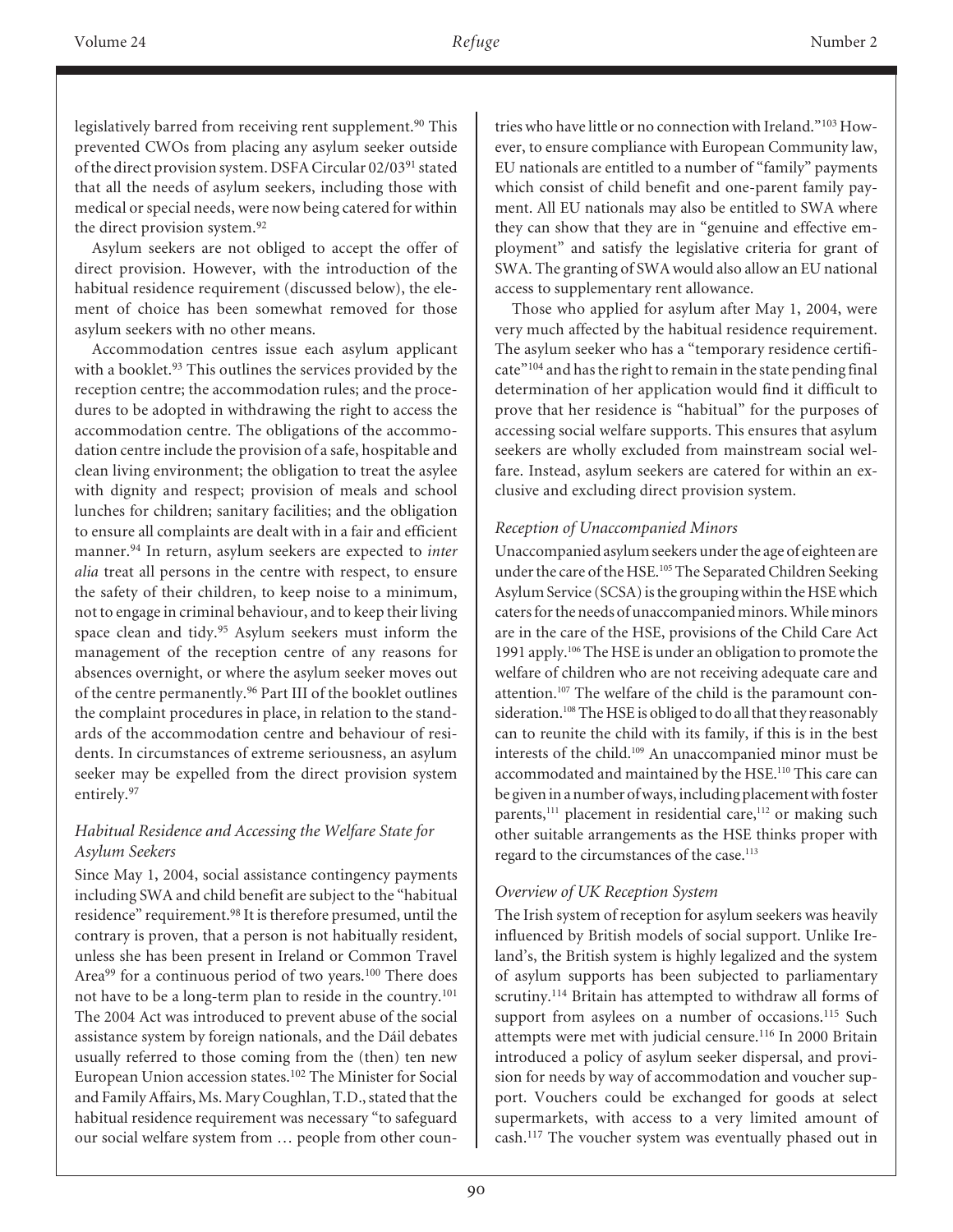legislatively barred from receiving rent supplement.[90] This prevented CWOs from placing any asylum seeker outside of the direct provision system. DSFA Circular 02/03[91] stated that all the needs of asylum seekers, including those with medical or special needs, were now being catered for within the direct provision system.[92]

Asylum seekers are not obliged to accept the offer of direct provision. However, with the introduction of the habitual residence requirement (discussed below), the element of choice has been somewhat removed for those asylum seekers with no other means.

Accommodation centres issue each asylum applicant with a booklet.[93] This outlines the services provided by the reception centre; the accommodation rules; and the procedures to be adopted in withdrawing the right to access the accommodation centre. The obligations of the accommodation centre include the provision of a safe, hospitable and clean living environment; the obligation to treat the asylee with dignity and respect; provision of meals and school lunches for children; sanitary facilities; and the obligation to ensure all complaints are dealt with in a fair and efficient manner.[94] In return, asylum seekers are expected to *inter alia* treat all persons in the centre with respect, to ensure the safety of their children, to keep noise to a minimum, not to engage in criminal behaviour, and to keep their living space clean and tidy.[95] Asylum seekers must inform the management of the reception centre of any reasons for absences overnight, or where the asylum seeker moves out of the centre permanently.[96] Part III of the booklet outlines the complaint procedures in place, in relation to the standards of the accommodation centre and behaviour of residents. In circumstances of extreme seriousness, an asylum seeker may be expelled from the direct provision system entirely.[97]

### *Habitual Residence and Accessing the Welfare State for Asylum Seekers*

Since May 1, 2004, social assistance contingency payments including SWA and child benefit are subject to the "habitual residence" requirement.[98] It is therefore presumed, until the contrary is proven, that a person is not habitually resident, unless she has been present in Ireland or Common Travel Area[99] for a continuous period of two years.[100] There does not have to be a long-term plan to reside in the country.[101] The 2004 Act was introduced to prevent abuse of the social assistance system by foreign nationals, and the Dáil debates usually referred to those coming from the (then) ten new European Union accession states.[102] The Minister for Social and Family Affairs, Ms. Mary Coughlan, T.D., stated that the habitual residence requirement was necessary "to safeguard our social welfare system from … people from other countries who have little or no connection with Ireland."[103] However, to ensure compliance with European Community law, EU nationals are entitled to a number of "family" payments which consist of child benefit and one-parent family payment. All EU nationals may also be entitled to SWA where they can show that they are in "genuine and effective employment" and satisfy the legislative criteria for grant of SWA. The granting of SWA would also allow an EU national access to supplementary rent allowance.

Those who applied for asylum after May 1, 2004, were very much affected by the habitual residence requirement. The asylum seeker who has a "temporary residence certificate"[104] and has the right to remain in the state pending final determination of her application would find it difficult to prove that her residence is "habitual" for the purposes of accessing social welfare supports. This ensures that asylum seekers are wholly excluded from mainstream social welfare. Instead, asylum seekers are catered for within an exclusive and excluding direct provision system.

### *Reception of Unaccompanied Minors*

Unaccompanied asylum seekers under the age of eighteen are under the care of the HSE.[105] The Separated Children Seeking Asylum Service (SCSA) is the grouping within the HSE which caters for the needs of unaccompanied minors. While minors are in the care of the HSE, provisions of the Child Care Act 1991 apply.[106] The HSE is under an obligation to promote the welfare of children who are not receiving adequate care and attention.[107] The welfare of the child is the paramount consideration.[108] The HSE is obliged to do all that they reasonably can to reunite the child with its family, if this is in the best interests of the child.[109] An unaccompanied minor must be accommodated and maintained by the HSE.[110] This care can be given in a number of ways, including placement with foster parents,[111] placement in residential care,[112] or making such other suitable arrangements as the HSE thinks proper with regard to the circumstances of the case.[113]

### *Overview of UK Reception System*

The Irish system of reception for asylum seekers was heavily influenced by British models of social support. Unlike Ireland's, the British system is highly legalized and the system of asylum supports has been subjected to parliamentary scrutiny.[114] Britain has attempted to withdraw all forms of support from asylees on a number of occasions.[115] Such attempts were met with judicial censure.[116] In 2000 Britain introduced a policy of asylum seeker dispersal, and provision for needs by way of accommodation and voucher support. Vouchers could be exchanged for goods at select supermarkets, with access to a very limited amount of cash.[117] The voucher system was eventually phased out in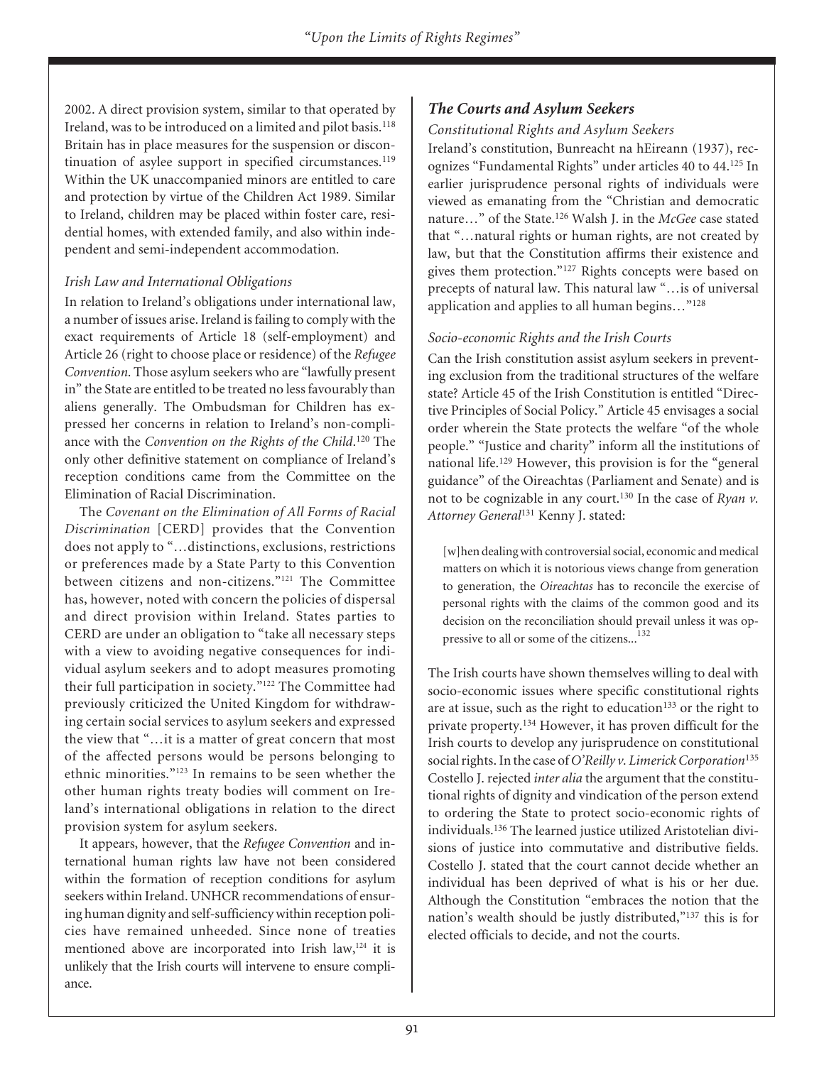2002. A direct provision system, similar to that operated by Ireland, was to be introduced on a limited and pilot basis.[118] Britain has in place measures for the suspension or discontinuation of asylee support in specified circumstances.[119] Within the UK unaccompanied minors are entitled to care and protection by virtue of the Children Act 1989. Similar to Ireland, children may be placed within foster care, residential homes, with extended family, and also within independent and semi-independent accommodation.

### *Irish Law and International Obligations*

In relation to Ireland's obligations under international law, a number of issues arise. Ireland is failing to comply with the exact requirements of Article 18 (self-employment) and Article 26 (right to choose place or residence) of the *Refugee Convention.* Those asylum seekers who are "lawfully present in" the State are entitled to be treated no less favourably than aliens generally. The Ombudsman for Children has expressed her concerns in relation to Ireland's non-compliance with the *Convention on the Rights of the Child*.[120] The only other definitive statement on compliance of Ireland's reception conditions came from the Committee on the Elimination of Racial Discrimination.

The *Covenant on the Elimination of All Forms of Racial Discrimination* [CERD] provides that the Convention does not apply to "…distinctions, exclusions, restrictions or preferences made by a State Party to this Convention between citizens and non-citizens."[121] The Committee has, however, noted with concern the policies of dispersal and direct provision within Ireland. States parties to CERD are under an obligation to "take all necessary steps with a view to avoiding negative consequences for individual asylum seekers and to adopt measures promoting their full participation in society."[122] The Committee had previously criticized the United Kingdom for withdrawing certain social services to asylum seekers and expressed the view that "…it is a matter of great concern that most of the affected persons would be persons belonging to ethnic minorities."[123] In remains to be seen whether the other human rights treaty bodies will comment on Ireland's international obligations in relation to the direct provision system for asylum seekers.

It appears, however, that the *Refugee Convention* and international human rights law have not been considered within the formation of reception conditions for asylum seekers within Ireland. UNHCR recommendations of ensuring human dignity and self-sufficiency within reception policies have remained unheeded. Since none of treaties mentioned above are incorporated into Irish law,[124] it is unlikely that the Irish courts will intervene to ensure compliance.

## *The Courts and Asylum Seekers*

### *Constitutional Rights and Asylum Seekers*

Ireland's constitution, Bunreacht na hEireann (1937), recognizes "Fundamental Rights" under articles 40 to 44.[125] In earlier jurisprudence personal rights of individuals were viewed as emanating from the "Christian and democratic nature…" of the State.[126] Walsh J. in the *McGee* case stated that "…natural rights or human rights, are not created by law, but that the Constitution affirms their existence and gives them protection."[127] Rights concepts were based on precepts of natural law. This natural law "…is of universal application and applies to all human begins…"[128]

### *Socio-economic Rights and the Irish Courts*

Can the Irish constitution assist asylum seekers in preventing exclusion from the traditional structures of the welfare state? Article 45 of the Irish Constitution is entitled "Directive Principles of Social Policy." Article 45 envisages a social order wherein the State protects the welfare "of the whole people." "Justice and charity" inform all the institutions of national life.[129] However, this provision is for the "general guidance" of the Oireachtas (Parliament and Senate) and is not to be cognizable in any court.[130] In the case of *Ryan v. Attorney General*[131] Kenny J. stated:

> [w]hen dealing with controversial social, economic and medical matters on which it is notorious views change from generation to generation, the *Oireachtas* has to reconcile the exercise of personal rights with the claims of the common good and its decision on the reconciliation should prevail unless it was oppressive to all or some of the citizens...[132]

The Irish courts have shown themselves willing to deal with socio-economic issues where specific constitutional rights are at issue, such as the right to education[133] or the right to private property.[134] However, it has proven difficult for the Irish courts to develop any jurisprudence on constitutional social rights. In the case of *O'Reilly v. Limerick Corporation*[135] Costello J. rejected *inter alia* the argument that the constitutional rights of dignity and vindication of the person extend to ordering the State to protect socio-economic rights of individuals.[136] The learned justice utilized Aristotelian divisions of justice into commutative and distributive fields. Costello J. stated that the court cannot decide whether an individual has been deprived of what is his or her due. Although the Constitution "embraces the notion that the nation's wealth should be justly distributed,"[137] this is for elected officials to decide, and not the courts.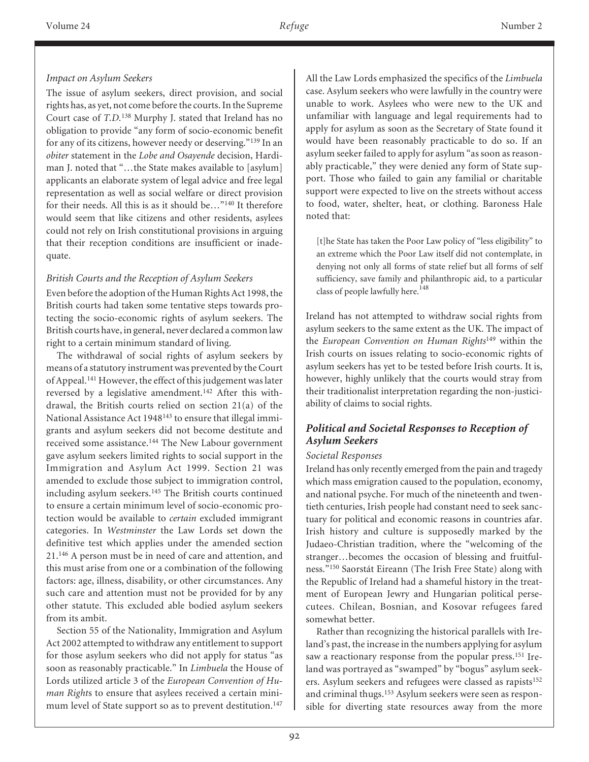*Impact on Asylum Seekers*

The issue of asylum seekers, direct provision, and social rights has, as yet, not come before the courts. In the Supreme Court case of *T.D.*[138] Murphy J. stated that Ireland has no obligation to provide "any form of socio-economic benefit for any of its citizens, however needy or deserving."[139] In an *obiter* statement in the *Lobe and Osayende* decision, Hardiman J. noted that "…the State makes available to [asylum] applicants an elaborate system of legal advice and free legal representation as well as social welfare or direct provision for their needs. All this is as it should be…"[140] It therefore would seem that like citizens and other residents, asylees could not rely on Irish constitutional provisions in arguing that their reception conditions are insufficient or inadequate.

*British Courts and the Reception of Asylum Seekers*

Even before the adoption of the Human Rights Act 1998, the British courts had taken some tentative steps towards protecting the socio-economic rights of asylum seekers. The British courts have, in general, never declared a common law right to a certain minimum standard of living.

The withdrawal of social rights of asylum seekers by means of a statutory instrument was prevented by the Court of Appeal.[141] However, the effect of this judgement was later reversed by a legislative amendment.[142] After this withdrawal, the British courts relied on section 21(a) of the National Assistance Act 1948[143] to ensure that illegal immigrants and asylum seekers did not become destitute and received some assistance.[144] The New Labour government gave asylum seekers limited rights to social support in the Immigration and Asylum Act 1999. Section 21 was amended to exclude those subject to immigration control, including asylum seekers.[145] The British courts continued to ensure a certain minimum level of socio-economic protection would be available to *certain* excluded immigrant categories. In *Westminster* the Law Lords set down the definitive test which applies under the amended section 21.[146] A person must be in need of care and attention, and this must arise from one or a combination of the following factors: age, illness, disability, or other circumstances. Any such care and attention must not be provided for by any other statute. This excluded able bodied asylum seekers from its ambit.

Section 55 of the Nationality, Immigration and Asylum Act 2002 attempted to withdraw any entitlement to support for those asylum seekers who did not apply for status "as soon as reasonably practicable." In *Limbuela* the House of Lords utilized article 3 of the *European Convention of Human Rights* to ensure that asylees received a certain minimum level of State support so as to prevent destitution.[147] All the Law Lords emphasized the specifics of the *Limbuela* case. Asylum seekers who were lawfully in the country were unable to work. Asylees who were new to the UK and unfamiliar with language and legal requirements had to apply for asylum as soon as the Secretary of State found it would have been reasonably practicable to do so. If an asylum seeker failed to apply for asylum "as soon as reasonably practicable," they were denied any form of State support. Those who failed to gain any familial or charitable support were expected to live on the streets without access to food, water, shelter, heat, or clothing. Baroness Hale noted that:

> [t]he State has taken the Poor Law policy of "less eligibility" to an extreme which the Poor Law itself did not contemplate, in denying not only all forms of state relief but all forms of self sufficiency, save family and philanthropic aid, to a particular class of people lawfully here.[148]

Ireland has not attempted to withdraw social rights from asylum seekers to the same extent as the UK. The impact of the *European Convention on Human Rights*[149] within the Irish courts on issues relating to socio-economic rights of asylum seekers has yet to be tested before Irish courts. It is, however, highly unlikely that the courts would stray from their traditionalist interpretation regarding the non-justiciability of claims to social rights.

### Political and Societal Responses to Reception of Asylum Seekers

*Societal Responses*

Ireland has only recently emerged from the pain and tragedy which mass emigration caused to the population, economy, and national psyche. For much of the nineteenth and twentieth centuries, Irish people had constant need to seek sanctuary for political and economic reasons in countries afar. Irish history and culture is supposedly marked by the Judaeo-Christian tradition, where the "welcoming of the stranger…becomes the occasion of blessing and fruitfulness."[150] Saorstát Eireann (The Irish Free State) along with the Republic of Ireland had a shameful history in the treatment of European Jewry and Hungarian political persecutees. Chilean, Bosnian, and Kosovar refugees fared somewhat better.

Rather than recognizing the historical parallels with Ireland's past, the increase in the numbers applying for asylum saw a reactionary response from the popular press.[151] Ireland was portrayed as "swamped" by "bogus" asylum seekers. Asylum seekers and refugees were classed as rapists[152] and criminal thugs.[153] Asylum seekers were seen as responsible for diverting state resources away from the more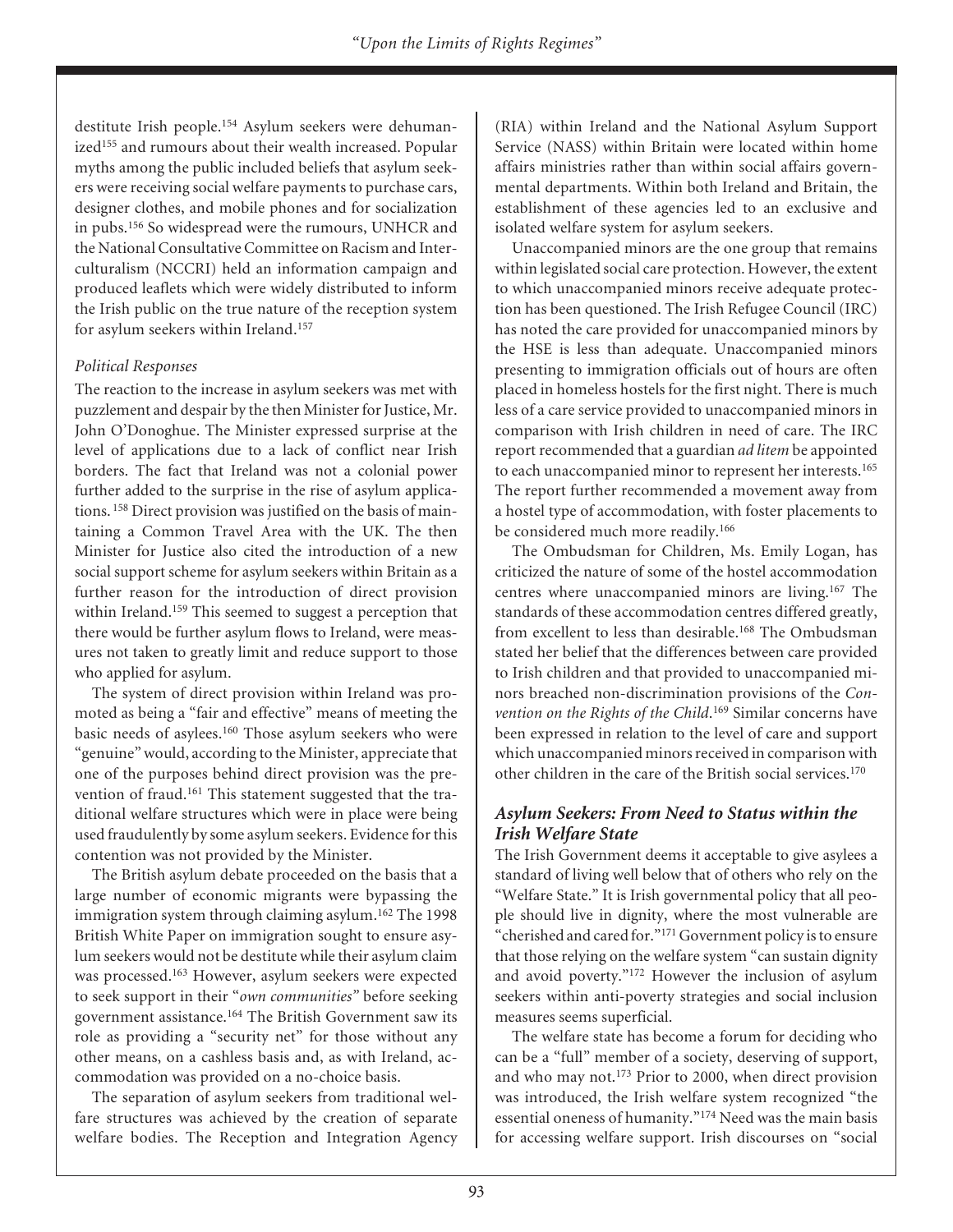destitute Irish people.[154] Asylum seekers were dehumanized[155] and rumours about their wealth increased. Popular myths among the public included beliefs that asylum seekers were receiving social welfare payments to purchase cars, designer clothes, and mobile phones and for socialization in pubs.[156] So widespread were the rumours, UNHCR and the National Consultative Committee on Racism and Interculturalism (NCCRI) held an information campaign and produced leaflets which were widely distributed to inform the Irish public on the true nature of the reception system for asylum seekers within Ireland.[157]

### *Political Responses*

The reaction to the increase in asylum seekers was met with puzzlement and despair by the then Minister for Justice, Mr. John O'Donoghue. The Minister expressed surprise at the level of applications due to a lack of conflict near Irish borders. The fact that Ireland was not a colonial power further added to the surprise in the rise of asylum applications. [158] Direct provision was justified on the basis of maintaining a Common Travel Area with the UK. The then Minister for Justice also cited the introduction of a new social support scheme for asylum seekers within Britain as a further reason for the introduction of direct provision within Ireland.[159] This seemed to suggest a perception that there would be further asylum flows to Ireland, were measures not taken to greatly limit and reduce support to those who applied for asylum.

The system of direct provision within Ireland was promoted as being a "fair and effective" means of meeting the basic needs of asylees.[160] Those asylum seekers who were "genuine" would, according to the Minister, appreciate that one of the purposes behind direct provision was the prevention of fraud.[161] This statement suggested that the traditional welfare structures which were in place were being used fraudulently by some asylum seekers. Evidence for this contention was not provided by the Minister.

The British asylum debate proceeded on the basis that a large number of economic migrants were bypassing the immigration system through claiming asylum.[162] The 1998 British White Paper on immigration sought to ensure asylum seekers would not be destitute while their asylum claim was processed.[163] However, asylum seekers were expected to seek support in their "*own communities*" before seeking government assistance.[164] The British Government saw its role as providing a "security net" for those without any other means, on a cashless basis and, as with Ireland, accommodation was provided on a no-choice basis.

The separation of asylum seekers from traditional welfare structures was achieved by the creation of separate welfare bodies. The Reception and Integration Agency (RIA) within Ireland and the National Asylum Support Service (NASS) within Britain were located within home affairs ministries rather than within social affairs governmental departments. Within both Ireland and Britain, the establishment of these agencies led to an exclusive and isolated welfare system for asylum seekers.

Unaccompanied minors are the one group that remains within legislated social care protection. However, the extent to which unaccompanied minors receive adequate protection has been questioned. The Irish Refugee Council (IRC) has noted the care provided for unaccompanied minors by the HSE is less than adequate. Unaccompanied minors presenting to immigration officials out of hours are often placed in homeless hostels for the first night. There is much less of a care service provided to unaccompanied minors in comparison with Irish children in need of care. The IRC report recommended that a guardian *ad litem* be appointed to each unaccompanied minor to represent her interests.[165] The report further recommended a movement away from a hostel type of accommodation, with foster placements to be considered much more readily.[166]

The Ombudsman for Children, Ms. Emily Logan, has criticized the nature of some of the hostel accommodation centres where unaccompanied minors are living.[167] The standards of these accommodation centres differed greatly, from excellent to less than desirable.[168] The Ombudsman stated her belief that the differences between care provided to Irish children and that provided to unaccompanied minors breached non-discrimination provisions of the *Convention on the Rights of the Child*.[169] Similar concerns have been expressed in relation to the level of care and support which unaccompanied minors received in comparison with other children in the care of the British social services.[170]

## *Asylum Seekers: From Need to Status within the Irish Welfare State*

The Irish Government deems it acceptable to give asylees a standard of living well below that of others who rely on the "Welfare State." It is Irish governmental policy that all people should live in dignity, where the most vulnerable are "cherished and cared for."[171] Government policy is to ensure that those relying on the welfare system "can sustain dignity and avoid poverty."[172] However the inclusion of asylum seekers within anti-poverty strategies and social inclusion measures seems superficial.

The welfare state has become a forum for deciding who can be a "full" member of a society, deserving of support, and who may not.[173] Prior to 2000, when direct provision was introduced, the Irish welfare system recognized "the essential oneness of humanity."[174] Need was the main basis for accessing welfare support. Irish discourses on "social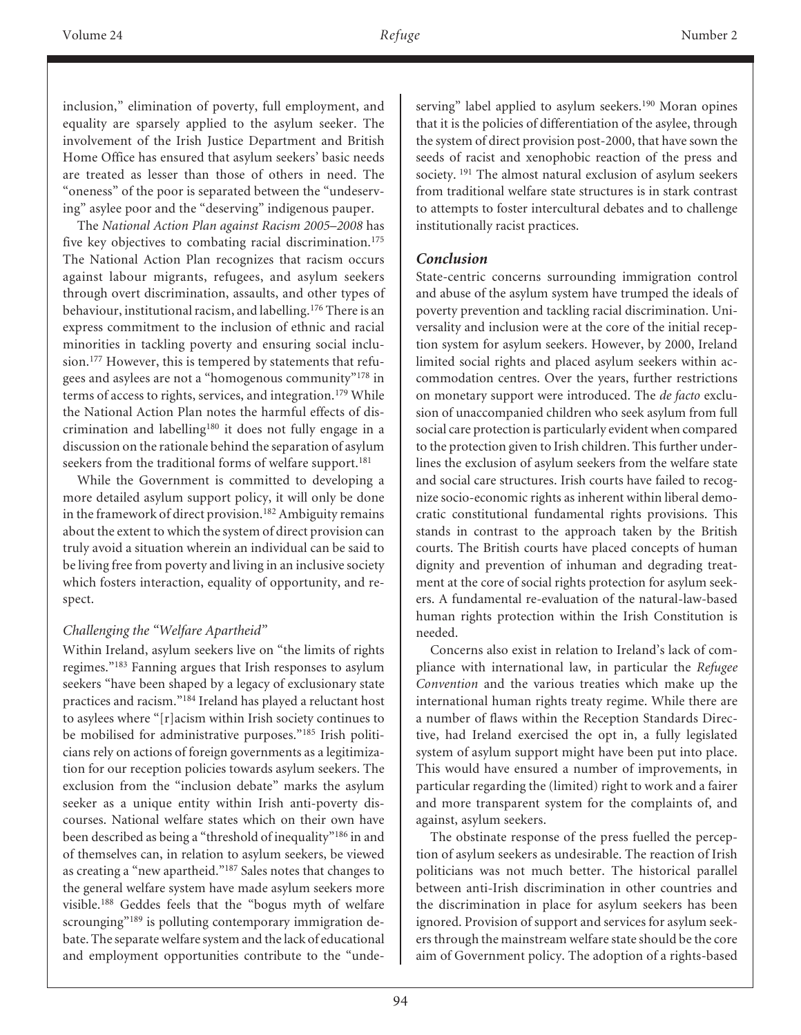inclusion," elimination of poverty, full employment, and equality are sparsely applied to the asylum seeker. The involvement of the Irish Justice Department and British Home Office has ensured that asylum seekers' basic needs are treated as lesser than those of others in need. The "oneness" of the poor is separated between the "undeserving" asylee poor and the "deserving" indigenous pauper.

The *National Action Plan against Racism 2005–2008* has five key objectives to combating racial discrimination.[175] The National Action Plan recognizes that racism occurs against labour migrants, refugees, and asylum seekers through overt discrimination, assaults, and other types of behaviour, institutional racism, and labelling.[176] There is an express commitment to the inclusion of ethnic and racial minorities in tackling poverty and ensuring social inclusion.[177] However, this is tempered by statements that refugees and asylees are not a "homogenous community"[178] in terms of access to rights, services, and integration.[179] While the National Action Plan notes the harmful effects of discrimination and labelling[180] it does not fully engage in a discussion on the rationale behind the separation of asylum seekers from the traditional forms of welfare support.[181]

While the Government is committed to developing a more detailed asylum support policy, it will only be done in the framework of direct provision.[182] Ambiguity remains about the extent to which the system of direct provision can truly avoid a situation wherein an individual can be said to be living free from poverty and living in an inclusive society which fosters interaction, equality of opportunity, and respect.

### *Challenging the "Welfare Apartheid"*

Within Ireland, asylum seekers live on "the limits of rights regimes."[183] Fanning argues that Irish responses to asylum seekers "have been shaped by a legacy of exclusionary state practices and racism."[184] Ireland has played a reluctant host to asylees where "[r]acism within Irish society continues to be mobilised for administrative purposes."[185] Irish politicians rely on actions of foreign governments as a legitimization for our reception policies towards asylum seekers. The exclusion from the "inclusion debate" marks the asylum seeker as a unique entity within Irish anti-poverty discourses. National welfare states which on their own have been described as being a "threshold of inequality"[186] in and of themselves can, in relation to asylum seekers, be viewed as creating a "new apartheid."[187] Sales notes that changes to the general welfare system have made asylum seekers more visible.[188] Geddes feels that the "bogus myth of welfare scrounging"[189] is polluting contemporary immigration debate. The separate welfare system and the lack of educational and employment opportunities contribute to the "undeserving" label applied to asylum seekers.[190] Moran opines that it is the policies of differentiation of the asylee, through the system of direct provision post-2000, that have sown the seeds of racist and xenophobic reaction of the press and society. [191] The almost natural exclusion of asylum seekers from traditional welfare state structures is in stark contrast to attempts to foster intercultural debates and to challenge institutionally racist practices.

## *Conclusion*

State-centric concerns surrounding immigration control and abuse of the asylum system have trumped the ideals of poverty prevention and tackling racial discrimination. Universality and inclusion were at the core of the initial reception system for asylum seekers. However, by 2000, Ireland limited social rights and placed asylum seekers within accommodation centres. Over the years, further restrictions on monetary support were introduced. The *de facto* exclusion of unaccompanied children who seek asylum from full social care protection is particularly evident when compared to the protection given to Irish children. This further underlines the exclusion of asylum seekers from the welfare state and social care structures. Irish courts have failed to recognize socio-economic rights as inherent within liberal democratic constitutional fundamental rights provisions. This stands in contrast to the approach taken by the British courts. The British courts have placed concepts of human dignity and prevention of inhuman and degrading treatment at the core of social rights protection for asylum seekers. A fundamental re-evaluation of the natural-law-based human rights protection within the Irish Constitution is needed.

Concerns also exist in relation to Ireland's lack of compliance with international law, in particular the *Refugee Convention* and the various treaties which make up the international human rights treaty regime. While there are a number of flaws within the Reception Standards Directive, had Ireland exercised the opt in, a fully legislated system of asylum support might have been put into place. This would have ensured a number of improvements, in particular regarding the (limited) right to work and a fairer and more transparent system for the complaints of, and against, asylum seekers.

The obstinate response of the press fuelled the perception of asylum seekers as undesirable. The reaction of Irish politicians was not much better. The historical parallel between anti-Irish discrimination in other countries and the discrimination in place for asylum seekers has been ignored. Provision of support and services for asylum seekers through the mainstream welfare state should be the core aim of Government policy. The adoption of a rights-based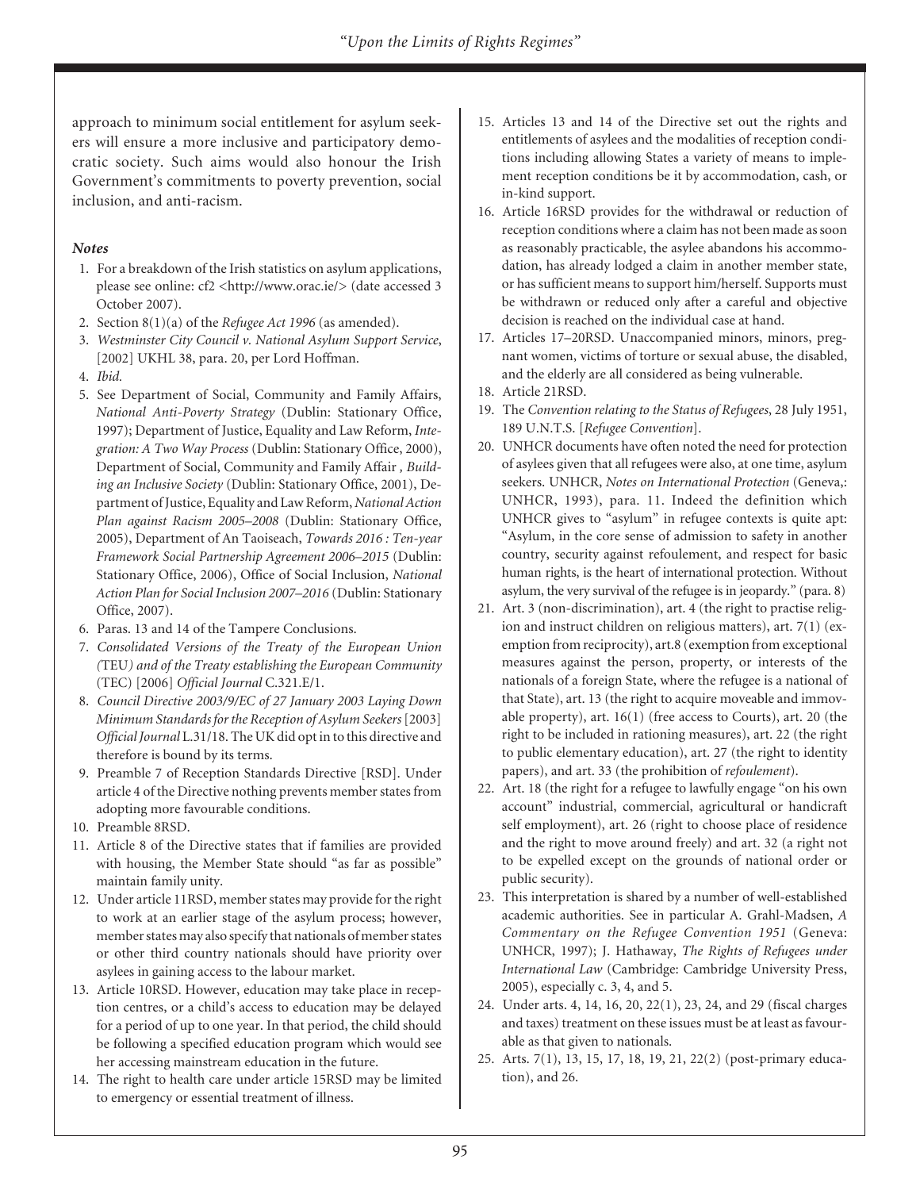approach to minimum social entitlement for asylum seekers will ensure a more inclusive and participatory democratic society. Such aims would also honour the Irish Government's commitments to poverty prevention, social inclusion, and anti-racism.

### *Notes*

1. For a breakdown of the Irish statistics on asylum applications, please see online: cf2 <http://www.orac.ie/> (date accessed 3 October 2007).
2. Section 8(1)(a) of the *Refugee Act 1996* (as amended).
3. *Westminster City Council v. National Asylum Support Service*, [2002] UKHL 38, para. 20, per Lord Hoffman.
4. *Ibid.*
5. See Department of Social, Community and Family Affairs, *National Anti-Poverty Strategy* (Dublin: Stationary Office, 1997); Department of Justice, Equality and Law Reform, *Integration: A Two Way Process* (Dublin: Stationary Office, 2000), Department of Social, Community and Family Affair *, Building an Inclusive Society* (Dublin: Stationary Office, 2001), Department of Justice, Equality and Law Reform, *National Action Plan against Racism 2005–2008* (Dublin: Stationary Office, 2005), Department of An Taoiseach, *Towards 2016 : Ten-year Framework Social Partnership Agreement 2006–2015* (Dublin: Stationary Office, 2006), Office of Social Inclusion, *National Action Plan for Social Inclusion 2007–2016* (Dublin: Stationary Office, 2007).
6. Paras. 13 and 14 of the Tampere Conclusions.
7. *Consolidated Versions of the Treaty of the European Union (*TEU*) and of the Treaty establishing the European Community* (TEC) [2006] *Official Journal* C.321.E/1.
8. *Council Directive 2003/9/EC of 27 January 2003 Laying Down Minimum Standards for the Reception of Asylum Seekers* [2003] *Official Journal* L.31/18. The UK did opt in to this directive and therefore is bound by its terms.
9. Preamble 7 of Reception Standards Directive [RSD]. Under article 4 of the Directive nothing prevents member states from adopting more favourable conditions.
10. Preamble 8RSD.
11. Article 8 of the Directive states that if families are provided with housing, the Member State should "as far as possible" maintain family unity.
12. Under article 11RSD, member states may provide for the right to work at an earlier stage of the asylum process; however, member states may also specify that nationals of member states or other third country nationals should have priority over asylees in gaining access to the labour market.
13. Article 10RSD. However, education may take place in reception centres, or a child's access to education may be delayed for a period of up to one year. In that period, the child should be following a specified education program which would see her accessing mainstream education in the future.
14. The right to health care under article 15RSD may be limited to emergency or essential treatment of illness.
15. Articles 13 and 14 of the Directive set out the rights and entitlements of asylees and the modalities of reception conditions including allowing States a variety of means to implement reception conditions be it by accommodation, cash, or in-kind support.
16. Article 16RSD provides for the withdrawal or reduction of reception conditions where a claim has not been made as soon as reasonably practicable, the asylee abandons his accommodation, has already lodged a claim in another member state, or has sufficient means to support him/herself. Supports must be withdrawn or reduced only after a careful and objective decision is reached on the individual case at hand.
17. Articles 17–20RSD. Unaccompanied minors, minors, pregnant women, victims of torture or sexual abuse, the disabled, and the elderly are all considered as being vulnerable.
18. Article 21RSD.
19. The *Convention relating to the Status of Refugees*, 28 July 1951, 189 U.N.T.S. [*Refugee Convention*].
20. UNHCR documents have often noted the need for protection of asylees given that all refugees were also, at one time, asylum seekers. UNHCR, *Notes on International Protection* (Geneva,: UNHCR, 1993), para. 11. Indeed the definition which UNHCR gives to "asylum" in refugee contexts is quite apt: "Asylum, in the core sense of admission to safety in another country, security against refoulement, and respect for basic human rights, is the heart of international protection. Without asylum, the very survival of the refugee is in jeopardy." (para. 8)
21. Art. 3 (non-discrimination), art. 4 (the right to practise religion and instruct children on religious matters), art. 7(1) (exemption from reciprocity), art.8 (exemption from exceptional measures against the person, property, or interests of the nationals of a foreign State, where the refugee is a national of that State), art. 13 (the right to acquire moveable and immovable property), art. 16(1) (free access to Courts), art. 20 (the right to be included in rationing measures), art. 22 (the right to public elementary education), art. 27 (the right to identity papers), and art. 33 (the prohibition of *refoulement*).
22. Art. 18 (the right for a refugee to lawfully engage "on his own account" industrial, commercial, agricultural or handicraft self employment), art. 26 (right to choose place of residence and the right to move around freely) and art. 32 (a right not to be expelled except on the grounds of national order or public security).
23. This interpretation is shared by a number of well-established academic authorities. See in particular A. Grahl-Madsen, *A Commentary on the Refugee Convention 1951* (Geneva: UNHCR, 1997); J. Hathaway, *The Rights of Refugees under International Law* (Cambridge: Cambridge University Press, 2005), especially c. 3, 4, and 5.
24. Under arts. 4, 14, 16, 20, 22(1), 23, 24, and 29 (fiscal charges and taxes) treatment on these issues must be at least as favourable as that given to nationals.
25. Arts. 7(1), 13, 15, 17, 18, 19, 21, 22(2) (post-primary education), and 26.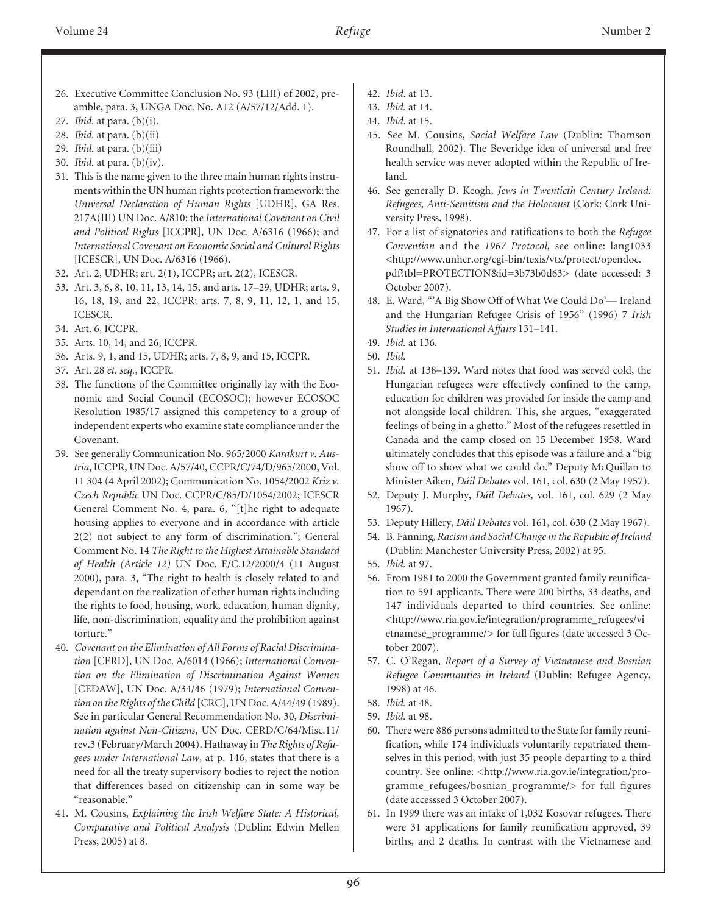26. Executive Committee Conclusion No. 93 (LIII) of 2002, preamble, para. 3, UNGA Doc. No. A12 (A/57/12/Add. 1).
27. *Ibid.* at para. (b)(i).
28. *Ibid.* at para. (b)(ii)
29. *Ibid.* at para. (b)(iii)
30. *Ibid.* at para. (b)(iv).
31. This is the name given to the three main human rights instruments within the UN human rights protection framework: the *Universal Declaration of Human Rights* [UDHR], GA Res. 217A(III) UN Doc. A/810: the *International Covenant on Civil and Political Rights* [ICCPR], UN Doc. A/6316 (1966); and *International Covenant on Economic Social and Cultural Rights* [ICESCR], UN Doc. A/6316 (1966).
32. Art. 2, UDHR; art. 2(1), ICCPR; art. 2(2), ICESCR.
33. Art. 3, 6, 8, 10, 11, 13, 14, 15, and arts. 17–29, UDHR; arts. 9, 16, 18, 19, and 22, ICCPR; arts. 7, 8, 9, 11, 12, 1, and 15, ICESCR.
34. Art. 6, ICCPR.
35. Arts. 10, 14, and 26, ICCPR.
36. Arts. 9, 1, and 15, UDHR; arts. 7, 8, 9, and 15, ICCPR.
37. Art. 28 *et. seq.*, ICCPR.
38. The functions of the Committee originally lay with the Economic and Social Council (ECOSOC); however ECOSOC Resolution 1985/17 assigned this competency to a group of independent experts who examine state compliance under the Covenant.
39. See generally Communication No. 965/2000 *Karakurt v. Austria*, ICCPR, UN Doc. A/57/40, CCPR/C/74/D/965/2000, Vol. 11 304 (4 April 2002); Communication No. 1054/2002 *Kriz v. Czech Republic* UN Doc. CCPR/C/85/D/1054/2002; ICESCR General Comment No. 4, para. 6, "[t]he right to adequate housing applies to everyone and in accordance with article 2(2) not subject to any form of discrimination."; General Comment No. 14 *The Right to the Highest Attainable Standard of Health (Article 12)* UN Doc. E/C.12/2000/4 (11 August 2000), para. 3, "The right to health is closely related to and dependant on the realization of other human rights including the rights to food, housing, work, education, human dignity, life, non-discrimination, equality and the prohibition against torture."
40. *Covenant on the Elimination of All Forms of Racial Discrimination* [CERD], UN Doc. A/6014 (1966); *International Convention on the Elimination of Discrimination Against Women* [CEDAW], UN Doc. A/34/46 (1979); *International Convention on the Rights of the Child* [CRC], UN Doc. A/44/49 (1989). See in particular General Recommendation No. 30, *Discrimination against Non-Citizens*, UN Doc. CERD/C/64/Misc.11/rev.3 (February/March 2004). Hathaway in *The Rights of Refugees under International Law*, at p. 146, states that there is a need for all the treaty supervisory bodies to reject the notion that differences based on citizenship can in some way be "reasonable."
41. M. Cousins, *Explaining the Irish Welfare State: A Historical, Comparative and Political Analysis* (Dublin: Edwin Mellen Press, 2005) at 8.
42. *Ibid*. at 13.
43. *Ibid.* at 14.
44. *Ibid*. at 15.
45. See M. Cousins, *Social Welfare Law* (Dublin: Thomson Roundhall, 2002). The Beveridge idea of universal and free health service was never adopted within the Republic of Ireland.
46. See generally D. Keogh, *Jews in Twentieth Century Ireland: Refugees, Anti-Semitism and the Holocaust* (Cork: Cork University Press, 1998).
47. For a list of signatories and ratifications to both the *Refugee Convention* and the *1967 Protocol,* see online: lang1033 <http://www.unhcr.org/cgi-bin/texis/vtx/protect/opendoc.pdf?tbl=PROTECTION&id=3b73b0d63> (date accessed: 3 October 2007).
48. E. Ward, "'A Big Show Off of What We Could Do'— Ireland and the Hungarian Refugee Crisis of 1956" (1996) 7 *Irish Studies in International Affairs* 131–141.
49. *Ibid.* at 136.
50. *Ibid.*
51. *Ibid.* at 138–139. Ward notes that food was served cold, the Hungarian refugees were effectively confined to the camp, education for children was provided for inside the camp and not alongside local children. This, she argues, "exaggerated feelings of being in a ghetto." Most of the refugees resettled in Canada and the camp closed on 15 December 1958. Ward ultimately concludes that this episode was a failure and a "big show off to show what we could do." Deputy McQuillan to Minister Aiken, *Dáil Debates* vol. 161, col. 630 (2 May 1957).
52. Deputy J. Murphy, *Dáil Debates,* vol. 161, col. 629 (2 May 1967).
53. Deputy Hillery, *Dáil Debates* vol. 161, col. 630 (2 May 1967).
54. B. Fanning, *Racism and Social Change in the Republic of Ireland* (Dublin: Manchester University Press, 2002) at 95.
55. *Ibid.* at 97.
56. From 1981 to 2000 the Government granted family reunification to 591 applicants. There were 200 births, 33 deaths, and 147 individuals departed to third countries. See online: <http://www.ria.gov.ie/integration/programme_refugees/vietnamese_programme/> for full figures (date accessed 3 October 2007).
57. C. O'Regan, *Report of a Survey of Vietnamese and Bosnian Refugee Communities in Ireland* (Dublin: Refugee Agency, 1998) at 46.
58. *Ibid.* at 48.
59. *Ibid.* at 98.
60. There were 886 persons admitted to the State for family reunification, while 174 individuals voluntarily repatriated themselves in this period, with just 35 people departing to a third country. See online: <http://www.ria.gov.ie/integration/programme_refugees/bosnian_programme/> for full figures (date accesssed 3 October 2007).
61. In 1999 there was an intake of 1,032 Kosovar refugees. There were 31 applications for family reunification approved, 39 births, and 2 deaths. In contrast with the Vietnamese and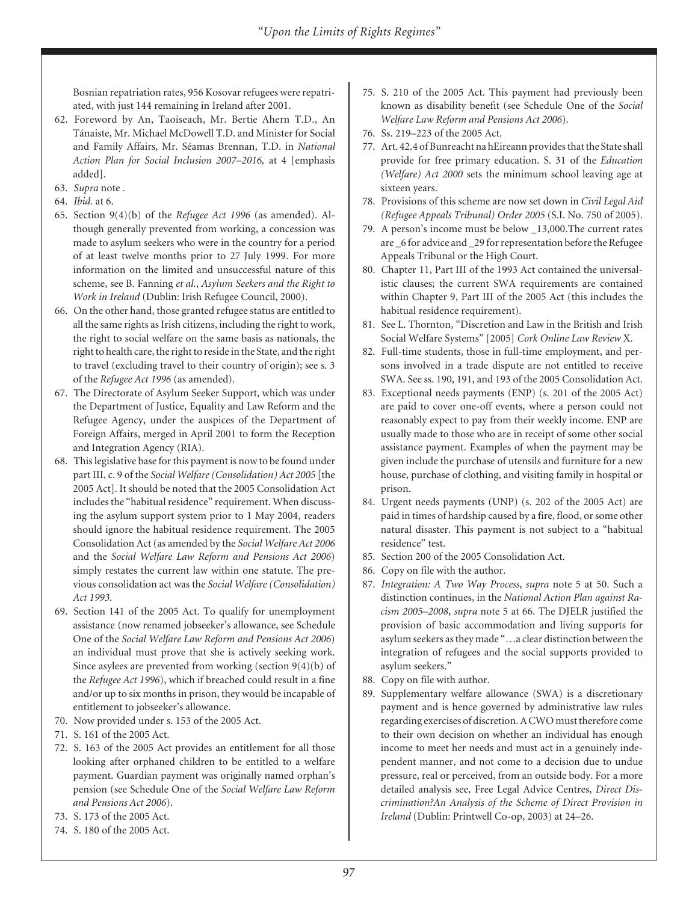Bosnian repatriation rates, 956 Kosovar refugees were repatriated, with just 144 remaining in Ireland after 2001.

62. Foreword by An, Taoiseach, Mr. Bertie Ahern T.D., An Tánaiste, Mr. Michael McDowell T.D. and Minister for Social and Family Affairs, Mr. Séamas Brennan, T.D. in *National Action Plan for Social Inclusion 2007–2016,* at 4 [emphasis added].
63. *Supra* note .
64. *Ibid.* at 6.
65. Section 9(4)(b) of the *Refugee Act 1996* (as amended). Although generally prevented from working, a concession was made to asylum seekers who were in the country for a period of at least twelve months prior to 27 July 1999. For more information on the limited and unsuccessful nature of this scheme, see B. Fanning *et al.*, *Asylum Seekers and the Right to Work in Ireland* (Dublin: Irish Refugee Council, 2000).
66. On the other hand, those granted refugee status are entitled to all the same rights as Irish citizens, including the right to work, the right to social welfare on the same basis as nationals, the right to health care, the right to reside in the State, and the right to travel (excluding travel to their country of origin); see s. 3 of the *Refugee Act 1996* (as amended).
67. The Directorate of Asylum Seeker Support, which was under the Department of Justice, Equality and Law Reform and the Refugee Agency, under the auspices of the Department of Foreign Affairs, merged in April 2001 to form the Reception and Integration Agency (RIA).
68. This legislative base for this payment is now to be found under part III, c. 9 of the *Social Welfare (Consolidation) Act 2005* [the 2005 Act]. It should be noted that the 2005 Consolidation Act includes the "habitual residence" requirement. When discussing the asylum support system prior to 1 May 2004, readers should ignore the habitual residence requirement. The 2005 Consolidation Act (as amended by the *Social Welfare Act 2006* and the *Social Welfare Law Reform and Pensions Act 2006*) simply restates the current law within one statute. The previous consolidation act was the *Social Welfare (Consolidation) Act 1993.*
69. Section 141 of the 2005 Act. To qualify for unemployment assistance (now renamed jobseeker's allowance, see Schedule One of the *Social Welfare Law Reform and Pensions Act 2006*) an individual must prove that she is actively seeking work. Since asylees are prevented from working (section 9(4)(b) of the *Refugee Act 1996*), which if breached could result in a fine and/or up to six months in prison, they would be incapable of entitlement to jobseeker's allowance.
70. Now provided under s. 153 of the 2005 Act.
71. S. 161 of the 2005 Act.
72. S. 163 of the 2005 Act provides an entitlement for all those looking after orphaned children to be entitled to a welfare payment. Guardian payment was originally named orphan's pension (see Schedule One of the *Social Welfare Law Reform and Pensions Act 2006*).
73. S. 173 of the 2005 Act.
74. S. 180 of the 2005 Act.
75. S. 210 of the 2005 Act. This payment had previously been known as disability benefit (see Schedule One of the *Social Welfare Law Reform and Pensions Act 2006*).
76. Ss. 219–223 of the 2005 Act.
77. Art. 42.4 of Bunreacht na hEireann provides that the State shall provide for free primary education. S. 31 of the *Education (Welfare) Act 2000* sets the minimum school leaving age at sixteen years.
78. Provisions of this scheme are now set down in *Civil Legal Aid (Refugee Appeals Tribunal) Order 2005* (S.I. No. 750 of 2005).
79. A person's income must be below _13,000.The current rates are _6 for advice and _29 for representation before the Refugee Appeals Tribunal or the High Court.
80. Chapter 11, Part III of the 1993 Act contained the universalistic clauses; the current SWA requirements are contained within Chapter 9, Part III of the 2005 Act (this includes the habitual residence requirement).
81. See L. Thornton, "Discretion and Law in the British and Irish Social Welfare Systems" [2005] *Cork Online Law Review* X.
82. Full-time students, those in full-time employment, and persons involved in a trade dispute are not entitled to receive SWA. See ss. 190, 191, and 193 of the 2005 Consolidation Act.
83. Exceptional needs payments (ENP) (s. 201 of the 2005 Act) are paid to cover one-off events, where a person could not reasonably expect to pay from their weekly income. ENP are usually made to those who are in receipt of some other social assistance payment. Examples of when the payment may be given include the purchase of utensils and furniture for a new house, purchase of clothing, and visiting family in hospital or prison.
84. Urgent needs payments (UNP) (s. 202 of the 2005 Act) are paid in times of hardship caused by a fire, flood, or some other natural disaster. This payment is not subject to a "habitual residence" test.
85. Section 200 of the 2005 Consolidation Act.
86. Copy on file with the author.
87. *Integration: A Two Way Process*, *supra* note 5 at 50. Such a distinction continues, in the *National Action Plan against Racism 2005–2008*, *supra* note 5 at 66. The DJELR justified the provision of basic accommodation and living supports for asylum seekers as they made "…a clear distinction between the integration of refugees and the social supports provided to asylum seekers."
88. Copy on file with author.
89. Supplementary welfare allowance (SWA) is a discretionary payment and is hence governed by administrative law rules regarding exercises of discretion. A CWO must therefore come to their own decision on whether an individual has enough income to meet her needs and must act in a genuinely independent manner, and not come to a decision due to undue pressure, real or perceived, from an outside body. For a more detailed analysis see, Free Legal Advice Centres, *Direct Discrimination?An Analysis of the Scheme of Direct Provision in Ireland* (Dublin: Printwell Co-op, 2003) at 24–26.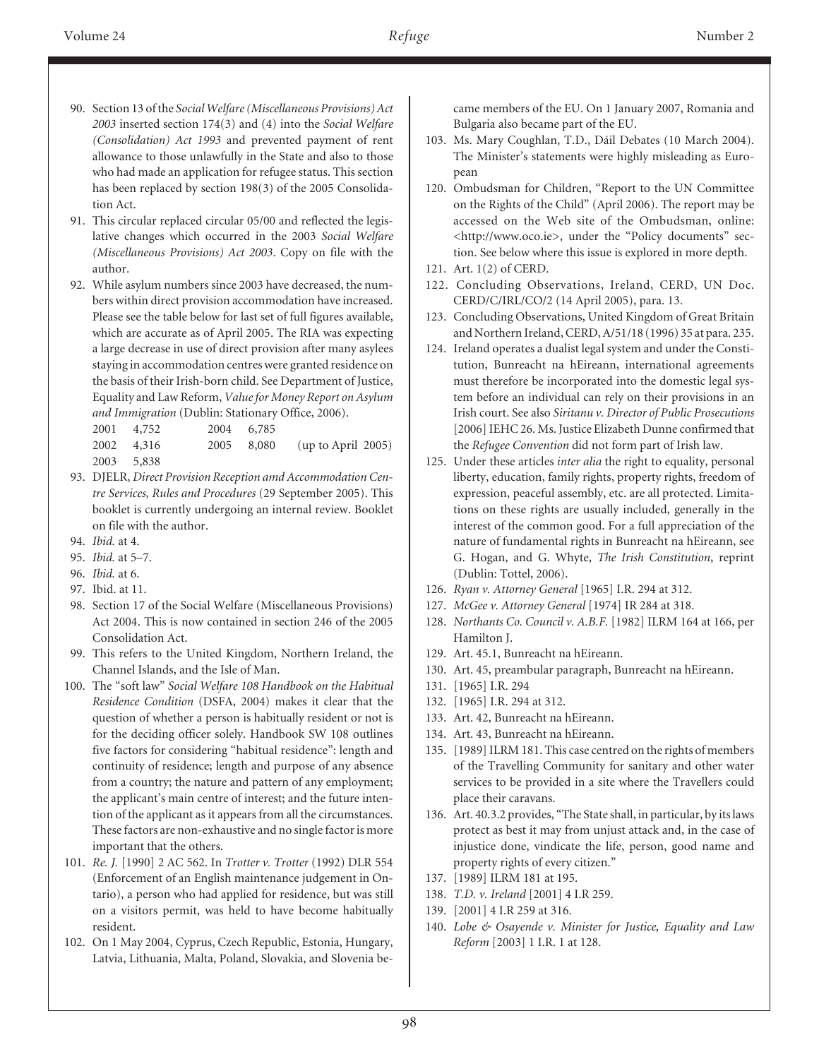90. Section 13 of the *Social Welfare (Miscellaneous Provisions) Act 2003* inserted section 174(3) and (4) into the *Social Welfare (Consolidation) Act 1993* and prevented payment of rent allowance to those unlawfully in the State and also to those who had made an application for refugee status. This section has been replaced by section 198(3) of the 2005 Consolidation Act.
91. This circular replaced circular 05/00 and reflected the legislative changes which occurred in the 2003 *Social Welfare (Miscellaneous Provisions) Act 2003*. Copy on file with the author.
92. While asylum numbers since 2003 have decreased, the numbers within direct provision accommodation have increased. Please see the table below for last set of full figures available, which are accurate as of April 2005. The RIA was expecting a large decrease in use of direct provision after many asylees staying in accommodation centres were granted residence on the basis of their Irish-born child. See Department of Justice, Equality and Law Reform, *Value for Money Report on Asylum and Immigration* (Dublin: Stationary Office, 2006).

| | | | | |
|---|---|---|---|---|
| 2001 | 4,752 | 2004 | 6,785 | |
| 2002 | 4,316 | 2005 | 8,080 | (up to April 2005) |
| 2003 | 5,838 | | | |

93. DJELR, *Direct Provision Reception amd Accommodation Centre Services, Rules and Procedures* (29 September 2005). This booklet is currently undergoing an internal review. Booklet on file with the author.
94. *Ibid.* at 4.
95. *Ibid.* at 5–7.
96. *Ibid.* at 6.
97. Ibid. at 11.
98. Section 17 of the Social Welfare (Miscellaneous Provisions) Act 2004. This is now contained in section 246 of the 2005 Consolidation Act.
99. This refers to the United Kingdom, Northern Ireland, the Channel Islands, and the Isle of Man.
100. The "soft law" *Social Welfare 108 Handbook on the Habitual Residence Condition* (DSFA, 2004) makes it clear that the question of whether a person is habitually resident or not is for the deciding officer solely. Handbook SW 108 outlines five factors for considering "habitual residence": length and continuity of residence; length and purpose of any absence from a country; the nature and pattern of any employment; the applicant's main centre of interest; and the future intention of the applicant as it appears from all the circumstances. These factors are non-exhaustive and no single factor is more important that the others.
101. *Re. J.* [1990] 2 AC 562. In *Trotter v. Trotter* (1992) DLR 554 (Enforcement of an English maintenance judgement in Ontario), a person who had applied for residence, but was still on a visitors permit, was held to have become habitually resident.
102. On 1 May 2004, Cyprus, Czech Republic, Estonia, Hungary, Latvia, Lithuania, Malta, Poland, Slovakia, and Slovenia became members of the EU. On 1 January 2007, Romania and Bulgaria also became part of the EU.
103. Ms. Mary Coughlan, T.D., Dáil Debates (10 March 2004). The Minister's statements were highly misleading as European
120. Ombudsman for Children, "Report to the UN Committee on the Rights of the Child" (April 2006). The report may be accessed on the Web site of the Ombudsman, online: <http://www.oco.ie>, under the "Policy documents" section. See below where this issue is explored in more depth.
121. Art. 1(2) of CERD.
122. Concluding Observations, Ireland, CERD, UN Doc. CERD/C/IRL/CO/2 (14 April 2005), para. 13.
123. Concluding Observations, United Kingdom of Great Britain and Northern Ireland, CERD, A/51/18 (1996) 35 at para. 235.
124. Ireland operates a dualist legal system and under the Constitution, Bunreacht na hEireann, international agreements must therefore be incorporated into the domestic legal system before an individual can rely on their provisions in an Irish court. See also *Siritanu v. Director of Public Prosecutions* [2006] IEHC 26. Ms. Justice Elizabeth Dunne confirmed that the *Refugee Convention* did not form part of Irish law.
125. Under these articles *inter alia* the right to equality, personal liberty, education, family rights, property rights, freedom of expression, peaceful assembly, etc. are all protected. Limitations on these rights are usually included, generally in the interest of the common good. For a full appreciation of the nature of fundamental rights in Bunreacht na hEireann, see G. Hogan, and G. Whyte, *The Irish Constitution*, reprint (Dublin: Tottel, 2006).
126. *Ryan v. Attorney General* [1965] I.R. 294 at 312.
127. *McGee v. Attorney General* [1974] IR 284 at 318.
128. *Northants Co. Council v. A.B.F.* [1982] ILRM 164 at 166, per Hamilton J.
129. Art. 45.1, Bunreacht na hEireann.
130. Art. 45, preambular paragraph, Bunreacht na hEireann.
131. [1965] I.R. 294
132. [1965] I.R. 294 at 312.
133. Art. 42, Bunreacht na hEireann.
134. Art. 43, Bunreacht na hEireann.
135. [1989] ILRM 181. This case centred on the rights of members of the Travelling Community for sanitary and other water services to be provided in a site where the Travellers could place their caravans.
136. Art. 40.3.2 provides, "The State shall, in particular, by its laws protect as best it may from unjust attack and, in the case of injustice done, vindicate the life, person, good name and property rights of every citizen."
137. [1989] ILRM 181 at 195.
138. *T.D. v. Ireland* [2001] 4 I.R 259.
139. [2001] 4 I.R 259 at 316.
140. *Lobe & Osayende v. Minister for Justice, Equality and Law Reform* [2003] 1 I.R. 1 at 128.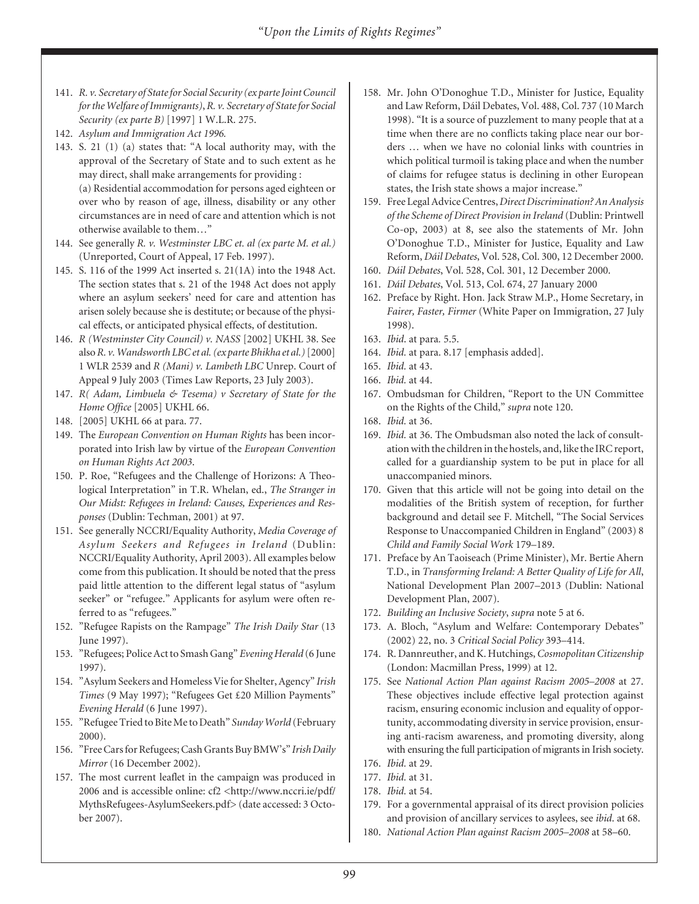141. *R. v. Secretary of State for Social Security (ex parte Joint Council for the Welfare of Immigrants)*, *R. v. Secretary of State for Social Security (ex parte B)* [1997] 1 W.L.R. 275.
142. *Asylum and Immigration Act 1996.*
143. S. 21 (1) (a) states that: "A local authority may, with the approval of the Secretary of State and to such extent as he may direct, shall make arrangements for providing :
(a) Residential accommodation for persons aged eighteen or over who by reason of age, illness, disability or any other circumstances are in need of care and attention which is not otherwise available to them…"
144. See generally *R. v. Westminster LBC et. al (ex parte M. et al.)* (Unreported, Court of Appeal, 17 Feb. 1997).
145. S. 116 of the 1999 Act inserted s. 21(1A) into the 1948 Act. The section states that s. 21 of the 1948 Act does not apply where an asylum seekers' need for care and attention has arisen solely because she is destitute; or because of the physical effects, or anticipated physical effects, of destitution.
146. *R (Westminster City Council) v. NASS* [2002] UKHL 38. See also *R. v. Wandsworth LBC et al. (ex parte Bhikha et al.)* [2000] 1 WLR 2539 and *R (Mani) v. Lambeth LBC* Unrep. Court of Appeal 9 July 2003 (Times Law Reports, 23 July 2003).
147. *R( Adam, Limbuela & Tesema) v Secretary of State for the Home Office* [2005] UKHL 66.
148. [2005] UKHL 66 at para. 77.
149. The *European Convention on Human Rights* has been incorporated into Irish law by virtue of the *European Convention on Human Rights Act 2003*.
150. P. Roe, "Refugees and the Challenge of Horizons: A Theological Interpretation" in T.R. Whelan, ed., *The Stranger in Our Midst: Refugees in Ireland: Causes, Experiences and Responses* (Dublin: Techman, 2001) at 97.
151. See generally NCCRI/Equality Authority, *Media Coverage of Asylum Seekers and Refugees in Ireland* (Dublin: NCCRI/Equality Authority, April 2003). All examples below come from this publication. It should be noted that the press paid little attention to the different legal status of "asylum seeker" or "refugee." Applicants for asylum were often referred to as "refugees."
152. "Refugee Rapists on the Rampage" *The Irish Daily Star* (13 June 1997).
153. "Refugees; Police Act to Smash Gang" *Evening Herald* (6 June 1997).
154. "Asylum Seekers and Homeless Vie for Shelter, Agency" *Irish Times* (9 May 1997); "Refugees Get £20 Million Payments" *Evening Herald* (6 June 1997).
155. "Refugee Tried to Bite Me to Death" *Sunday World* (February 2000).
156. "Free Cars for Refugees; Cash Grants Buy BMW's" *Irish Daily Mirror* (16 December 2002).
157. The most current leaflet in the campaign was produced in 2006 and is accessible online: cf2 <http://www.nccri.ie/pdf/MythsRefugees-AsylumSeekers.pdf> (date accessed: 3 October 2007).
158. Mr. John O'Donoghue T.D., Minister for Justice, Equality and Law Reform, Dáil Debates, Vol. 488, Col. 737 (10 March 1998). "It is a source of puzzlement to many people that at a time when there are no conflicts taking place near our borders … when we have no colonial links with countries in which political turmoil is taking place and when the number of claims for refugee status is declining in other European states, the Irish state shows a major increase."
159. Free Legal Advice Centres, *Direct Discrimination? An Analysis of the Scheme of Direct Provision in Ireland* (Dublin: Printwell Co-op, 2003) at 8, see also the statements of Mr. John O'Donoghue T.D., Minister for Justice, Equality and Law Reform, *Dáil Debates*, Vol. 528, Col. 300, 12 December 2000.
160. *Dáil Debates*, Vol. 528, Col. 301, 12 December 2000.
161. *Dáil Debates*, Vol. 513, Col. 674, 27 January 2000
162. Preface by Right. Hon. Jack Straw M.P., Home Secretary, in *Fairer, Faster, Firmer* (White Paper on Immigration, 27 July 1998).
163. *Ibid.* at para. 5.5.
164. *Ibid.* at para. 8.17 [emphasis added].
165. *Ibid.* at 43.
166. *Ibid.* at 44.
167. Ombudsman for Children, "Report to the UN Committee on the Rights of the Child," *supra* note 120.
168. *Ibid.* at 36.
169. *Ibid.* at 36. The Ombudsman also noted the lack of consultation with the children in the hostels, and, like the IRC report, called for a guardianship system to be put in place for all unaccompanied minors.
170. Given that this article will not be going into detail on the modalities of the British system of reception, for further background and detail see F. Mitchell, "The Social Services Response to Unaccompanied Children in England" (2003) 8 *Child and Family Social Work* 179–189.
171. Preface by An Taoiseach (Prime Minister), Mr. Bertie Ahern T.D., in *Transforming Ireland: A Better Quality of Life for All*, National Development Plan 2007–2013 (Dublin: National Development Plan, 2007).
172. *Building an Inclusive Society*, *supra* note 5 at 6.
173. A. Bloch, "Asylum and Welfare: Contemporary Debates" (2002) 22, no. 3 *Critical Social Policy* 393–414.
174. R. Dannreuther, and K. Hutchings, *Cosmopolitan Citizenship* (London: Macmillan Press, 1999) at 12.
175. See *National Action Plan against Racism 2005–2008* at 27. These objectives include effective legal protection against racism, ensuring economic inclusion and equality of opportunity, accommodating diversity in service provision, ensuring anti-racism awareness, and promoting diversity, along with ensuring the full participation of migrants in Irish society.
176. *Ibid.* at 29.
177. *Ibid.* at 31.
178. *Ibid.* at 54.
179. For a governmental appraisal of its direct provision policies and provision of ancillary services to asylees, see *ibid.* at 68.
180. *National Action Plan against Racism 2005–2008* at 58–60.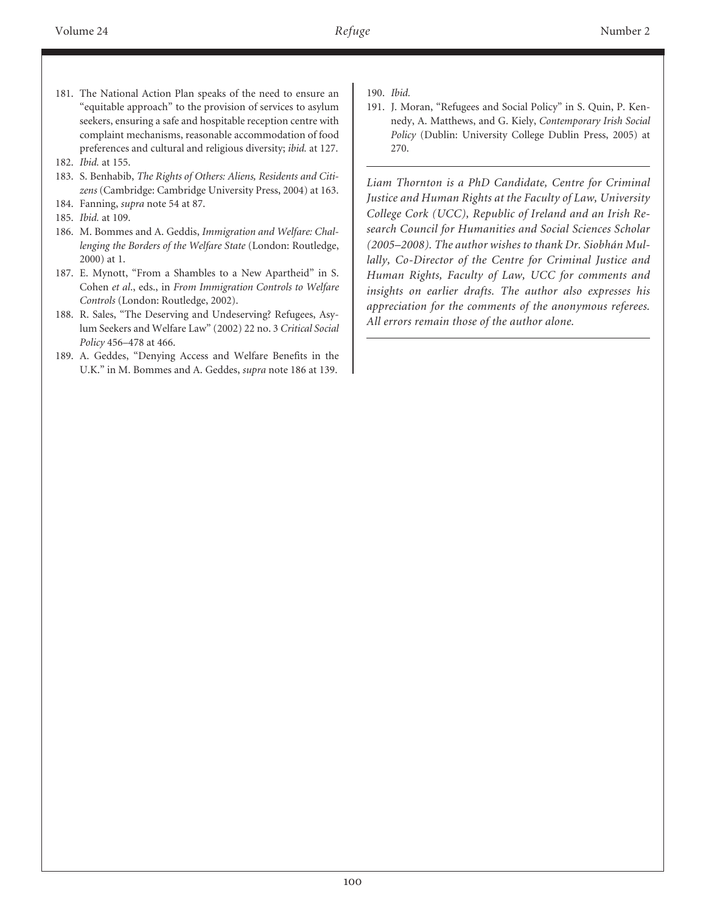181. The National Action Plan speaks of the need to ensure an "equitable approach" to the provision of services to asylum seekers, ensuring a safe and hospitable reception centre with complaint mechanisms, reasonable accommodation of food preferences and cultural and religious diversity; *ibid.* at 127.
182. *Ibid.* at 155.
183. S. Benhabib, *The Rights of Others: Aliens, Residents and Citizens* (Cambridge: Cambridge University Press, 2004) at 163.
184. Fanning, *supra* note 54 at 87.
185. *Ibid.* at 109.
186. M. Bommes and A. Geddis, *Immigration and Welfare: Challenging the Borders of the Welfare State* (London: Routledge, 2000) at 1.
187. E. Mynott, "From a Shambles to a New Apartheid" in S. Cohen *et al.*, eds., in *From Immigration Controls to Welfare Controls* (London: Routledge, 2002).
188. R. Sales, "The Deserving and Undeserving? Refugees, Asylum Seekers and Welfare Law" (2002) 22 no. 3 *Critical Social Policy* 456–478 at 466.
189. A. Geddes, "Denying Access and Welfare Benefits in the U.K." in M. Bommes and A. Geddes, *supra* note 186 at 139.
190. *Ibid.*
191. J. Moran, "Refugees and Social Policy" in S. Quin, P. Kennedy, A. Matthews, and G. Kiely, *Contemporary Irish Social Policy* (Dublin: University College Dublin Press, 2005) at 270.

---

*Liam Thornton is a PhD Candidate, Centre for Criminal Justice and Human Rights at the Faculty of Law, University College Cork (UCC), Republic of Ireland and an Irish Research Council for Humanities and Social Sciences Scholar (2005–2008). The author wishes to thank Dr. Siobhán Mullally, Co-Director of the Centre for Criminal Justice and Human Rights, Faculty of Law, UCC for comments and insights on earlier drafts. The author also expresses his appreciation for the comments of the anonymous referees. All errors remain those of the author alone.*